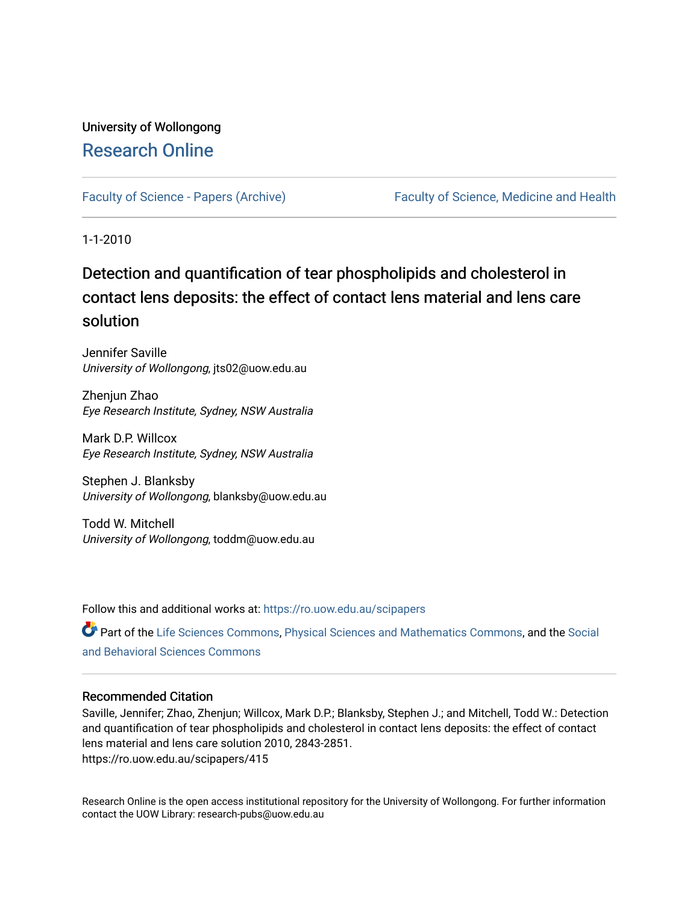University of Wollongong

# Research Online

Faculty of Science - Papers (Archive) | Faculty of Science, Medicine and Health

1-1-2010

## Detection and quantification of tear phospholipids and cholesterol in contact lens deposits: the effect of contact lens material and lens care solution

Jennifer Saville
*University of Wollongong*, jts02@uow.edu.au

Zhenjun Zhao
*Eye Research Institute, Sydney, NSW Australia*

Mark D.P. Willcox
*Eye Research Institute, Sydney, NSW Australia*

Stephen J. Blanksby
*University of Wollongong*, blanksby@uow.edu.au

Todd W. Mitchell
*University of Wollongong*, toddm@uow.edu.au

Follow this and additional works at: https://ro.uow.edu.au/scipapers

Part of the Life Sciences Commons, Physical Sciences and Mathematics Commons, and the Social and Behavioral Sciences Commons

### Recommended Citation

Saville, Jennifer; Zhao, Zhenjun; Willcox, Mark D.P.; Blanksby, Stephen J.; and Mitchell, Todd W.: Detection and quantification of tear phospholipids and cholesterol in contact lens deposits: the effect of contact lens material and lens care solution 2010, 2843-2851.
https://ro.uow.edu.au/scipapers/415

Research Online is the open access institutional repository for the University of Wollongong. For further information contact the UOW Library: research-pubs@uow.edu.au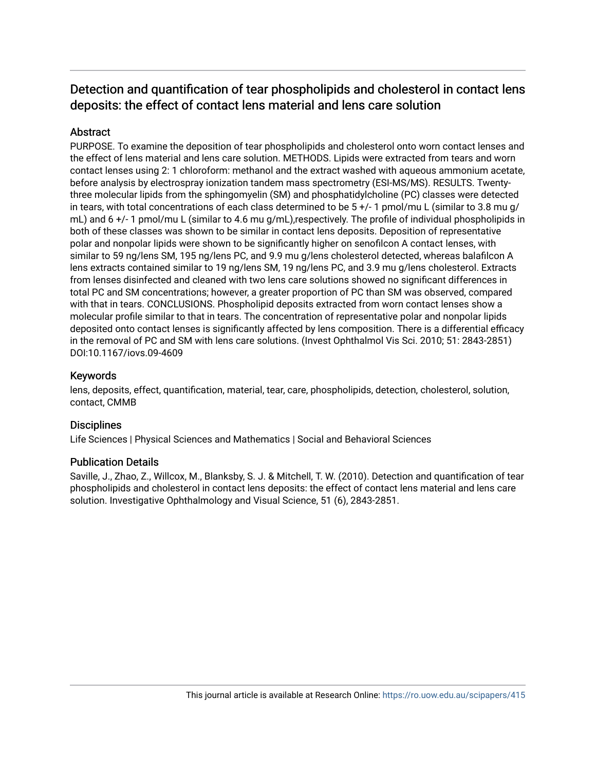## Detection and quantification of tear phospholipids and cholesterol in contact lens deposits: the effect of contact lens material and lens care solution

### Abstract

PURPOSE. To examine the deposition of tear phospholipids and cholesterol onto worn contact lenses and the effect of lens material and lens care solution. METHODS. Lipids were extracted from tears and worn contact lenses using 2: 1 chloroform: methanol and the extract washed with aqueous ammonium acetate, before analysis by electrospray ionization tandem mass spectrometry (ESI-MS/MS). RESULTS. Twenty-three molecular lipids from the sphingomyelin (SM) and phosphatidylcholine (PC) classes were detected in tears, with total concentrations of each class determined to be 5 +/- 1 pmol/mu L (similar to 3.8 mu g/mL) and 6 +/- 1 pmol/mu L (similar to 4.6 mu g/mL),respectively. The profile of individual phospholipids in both of these classes was shown to be similar in contact lens deposits. Deposition of representative polar and nonpolar lipids were shown to be significantly higher on senofilcon A contact lenses, with similar to 59 ng/lens SM, 195 ng/lens PC, and 9.9 mu g/lens cholesterol detected, whereas balafilcon A lens extracts contained similar to 19 ng/lens SM, 19 ng/lens PC, and 3.9 mu g/lens cholesterol. Extracts from lenses disinfected and cleaned with two lens care solutions showed no significant differences in total PC and SM concentrations; however, a greater proportion of PC than SM was observed, compared with that in tears. CONCLUSIONS. Phospholipid deposits extracted from worn contact lenses show a molecular profile similar to that in tears. The concentration of representative polar and nonpolar lipids deposited onto contact lenses is significantly affected by lens composition. There is a differential efficacy in the removal of PC and SM with lens care solutions. (Invest Ophthalmol Vis Sci. 2010; 51: 2843-2851) DOI:10.1167/iovs.09-4609

### Keywords

lens, deposits, effect, quantification, material, tear, care, phospholipids, detection, cholesterol, solution, contact, CMMB

### Disciplines

Life Sciences | Physical Sciences and Mathematics | Social and Behavioral Sciences

### Publication Details

Saville, J., Zhao, Z., Willcox, M., Blanksby, S. J. & Mitchell, T. W. (2010). Detection and quantification of tear phospholipids and cholesterol in contact lens deposits: the effect of contact lens material and lens care solution. Investigative Ophthalmology and Visual Science, 51 (6), 2843-2851.

This journal article is available at Research Online: https://ro.uow.edu.au/scipapers/415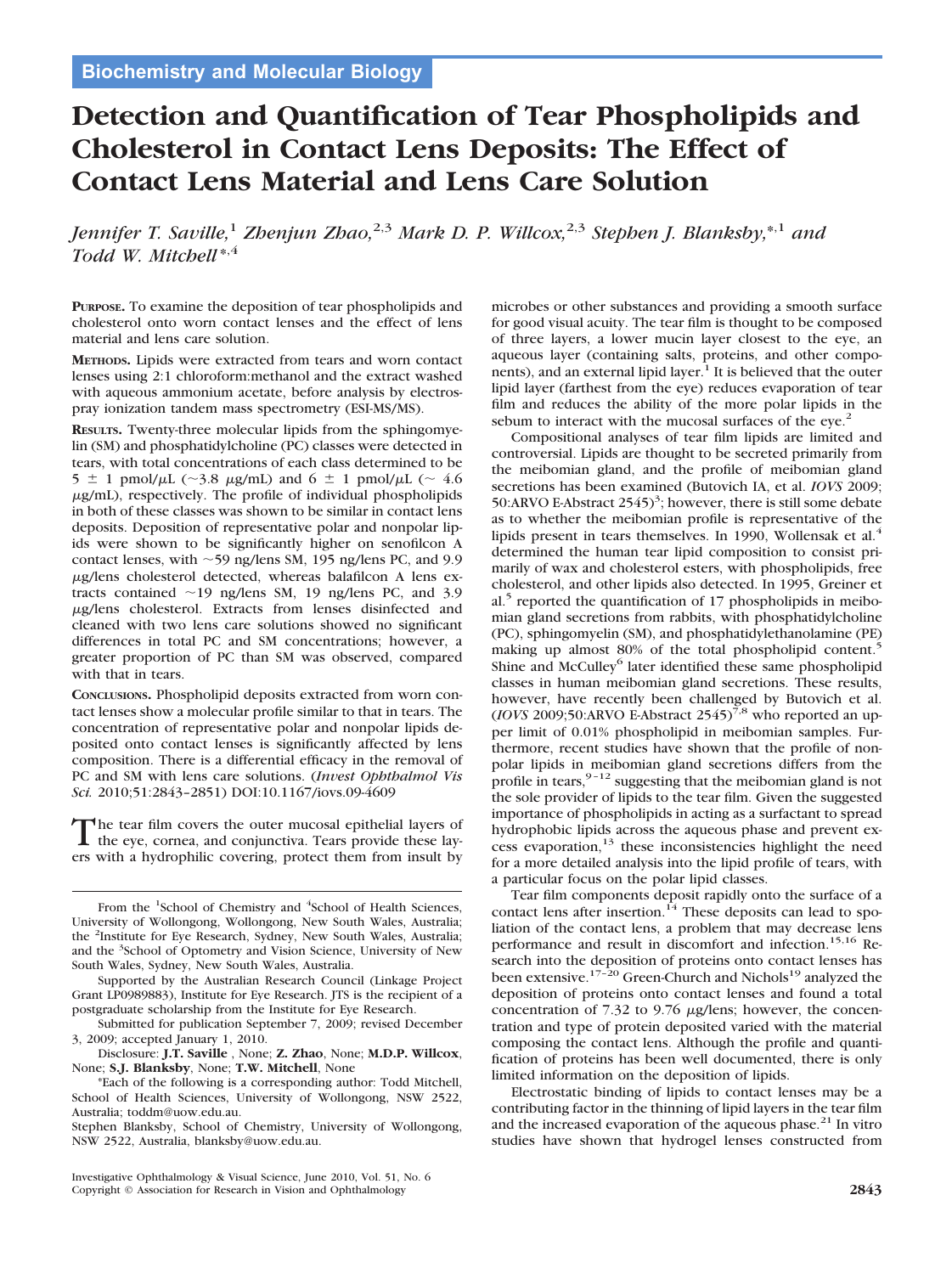Biochemistry and Molecular Biology

# Detection and Quantification of Tear Phospholipids and Cholesterol in Contact Lens Deposits: The Effect of Contact Lens Material and Lens Care Solution

*Jennifer T. Saville,*[1] *Zhenjun Zhao,*[2,3] *Mark D. P. Willcox,*[2,3] *Stephen J. Blanksby,*[*,1] *and Todd W. Mitchell*[*,4]

**PURPOSE.** To examine the deposition of tear phospholipids and cholesterol onto worn contact lenses and the effect of lens material and lens care solution.

**METHODS.** Lipids were extracted from tears and worn contact lenses using 2:1 chloroform:methanol and the extract washed with aqueous ammonium acetate, before analysis by electrospray ionization tandem mass spectrometry (ESI-MS/MS).

**RESULTS.** Twenty-three molecular lipids from the sphingomyelin (SM) and phosphatidylcholine (PC) classes were detected in tears, with total concentrations of each class determined to be 5 ± 1 pmol/μL (~3.8 μg/mL) and 6 ± 1 pmol/μL (~ 4.6 μg/mL), respectively. The profile of individual phospholipids in both of these classes was shown to be similar in contact lens deposits. Deposition of representative polar and nonpolar lipids were shown to be significantly higher on senofilcon A contact lenses, with ~59 ng/lens SM, 195 ng/lens PC, and 9.9 μg/lens cholesterol detected, whereas balafilcon A lens extracts contained ~19 ng/lens SM, 19 ng/lens PC, and 3.9 μg/lens cholesterol. Extracts from lenses disinfected and cleaned with two lens care solutions showed no significant differences in total PC and SM concentrations; however, a greater proportion of PC than SM was observed, compared with that in tears.

**CONCLUSIONS.** Phospholipid deposits extracted from worn contact lenses show a molecular profile similar to that in tears. The concentration of representative polar and nonpolar lipids deposited onto contact lenses is significantly affected by lens composition. There is a differential efficacy in the removal of PC and SM with lens care solutions. (*Invest Ophthalmol Vis Sci.* 2010;51:2843–2851) DOI:10.1167/iovs.09-4609

The tear film covers the outer mucosal epithelial layers of the eye, cornea, and conjunctiva. Tears provide these layers with a hydrophilic covering, protect them from insult by microbes or other substances and providing a smooth surface for good visual acuity. The tear film is thought to be composed of three layers, a lower mucin layer closest to the eye, an aqueous layer (containing salts, proteins, and other components), and an external lipid layer.[1] It is believed that the outer lipid layer (farthest from the eye) reduces evaporation of tear film and reduces the ability of the more polar lipids in the sebum to interact with the mucosal surfaces of the eye.[2]

Compositional analyses of tear film lipids are limited and controversial. Lipids are thought to be secreted primarily from the meibomian gland, and the profile of meibomian gland secretions has been examined (Butovich IA, et al. *IOVS* 2009; 50:ARVO E-Abstract 2545)[3]; however, there is still some debate as to whether the meibomian profile is representative of the lipids present in tears themselves. In 1990, Wollensak et al.[4] determined the human tear lipid composition to consist primarily of wax and cholesterol esters, with phospholipids, free cholesterol, and other lipids also detected. In 1995, Greiner et al.[5] reported the quantification of 17 phospholipids in meibomian gland secretions from rabbits, with phosphatidylcholine (PC), sphingomyelin (SM), and phosphatidylethanolamine (PE) making up almost 80% of the total phospholipid content.[5] Shine and McCulley[6] later identified these same phospholipid classes in human meibomian gland secretions. These results, however, have recently been challenged by Butovich et al. (*IOVS* 2009;50:ARVO E-Abstract 2545)[7,8] who reported an upper limit of 0.01% phospholipid in meibomian samples. Furthermore, recent studies have shown that the profile of nonpolar lipids in meibomian gland secretions differs from the profile in tears,[9–12] suggesting that the meibomian gland is not the sole provider of lipids to the tear film. Given the suggested importance of phospholipids in acting as a surfactant to spread hydrophobic lipids across the aqueous phase and prevent excess evaporation,[13] these inconsistencies highlight the need for a more detailed analysis into the lipid profile of tears, with a particular focus on the polar lipid classes.

Tear film components deposit rapidly onto the surface of a contact lens after insertion.[14] These deposits can lead to spoliation of the contact lens, a problem that may decrease lens performance and result in discomfort and infection.[15,16] Research into the deposition of proteins onto contact lenses has been extensive.[17–20] Green-Church and Nichols[19] analyzed the deposition of proteins onto contact lenses and found a total concentration of 7.32 to 9.76 μg/lens; however, the concentration and type of protein deposited varied with the material composing the contact lens. Although the profile and quantification of proteins has been well documented, there is only limited information on the deposition of lipids.

Electrostatic binding of lipids to contact lenses may be a contributing factor in the thinning of lipid layers in the tear film and the increased evaporation of the aqueous phase.[21] In vitro studies have shown that hydrogel lenses constructed from

From the [1]School of Chemistry and [4]School of Health Sciences, University of Wollongong, Wollongong, New South Wales, Australia; the [2]Institute for Eye Research, Sydney, New South Wales, Australia; and the [3]School of Optometry and Vision Science, University of New South Wales, Sydney, New South Wales, Australia.

Supported by the Australian Research Council (Linkage Project Grant LP0989883), Institute for Eye Research. JTS is the recipient of a postgraduate scholarship from the Institute for Eye Research.

Submitted for publication September 7, 2009; revised December 3, 2009; accepted January 1, 2010.

Disclosure: **J.T. Saville**, None; **Z. Zhao**, None; **M.D.P. Willcox**, None; **S.J. Blanksby**, None; **T.W. Mitchell**, None

*Each of the following is a corresponding author: Todd Mitchell, School of Health Sciences, University of Wollongong, NSW 2522, Australia; toddm@uow.edu.au.

Stephen Blanksby, School of Chemistry, University of Wollongong, NSW 2522, Australia, blanksby@uow.edu.au.

Copyright © Association for Research in Vision and Ophthalmology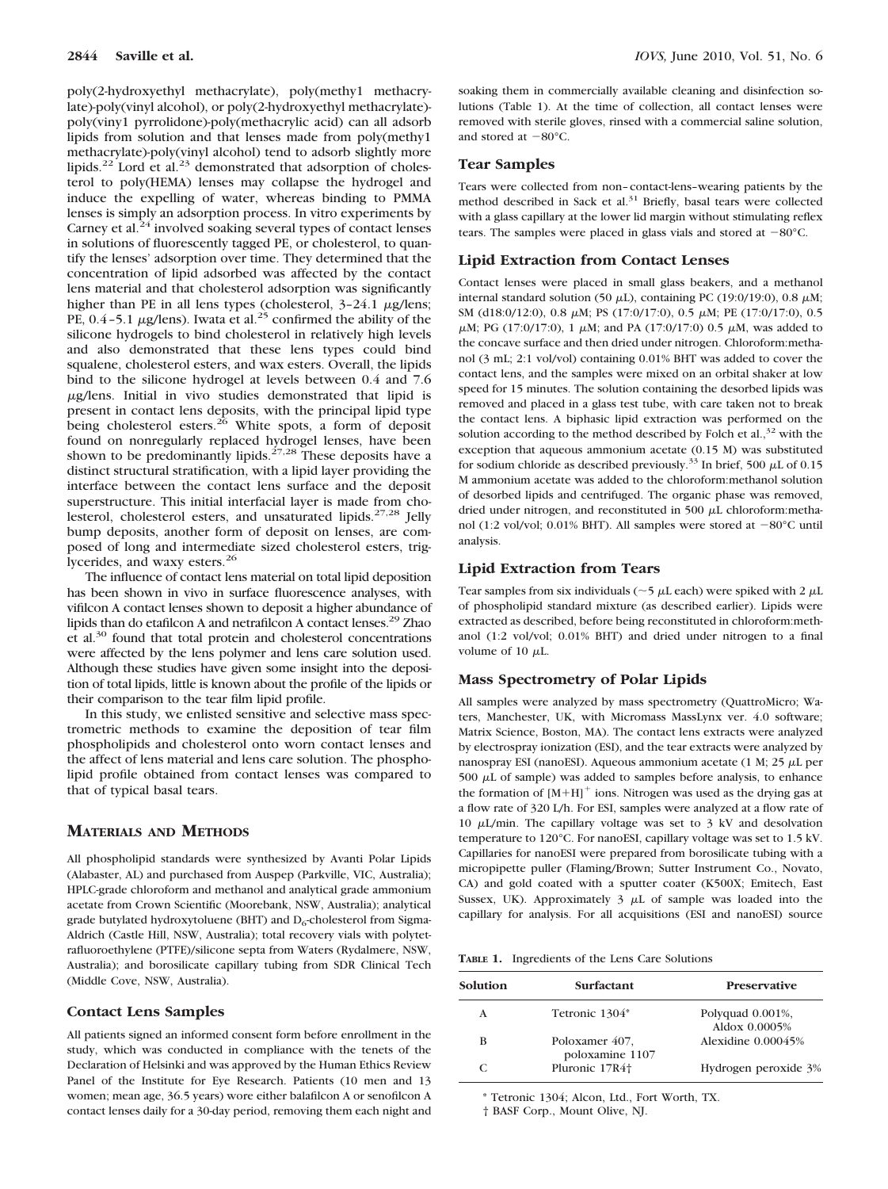poly(2-hydroxyethyl methacrylate), poly(methy1 methacrylate)-poly(vinyl alcohol), or poly(2-hydroxyethyl methacrylate)-poly(viny1 pyrrolidone)-poly(methacrylic acid) can all adsorb lipids from solution and that lenses made from poly(methy1 methacrylate)-poly(vinyl alcohol) tend to adsorb slightly more lipids.[22] Lord et al.[23] demonstrated that adsorption of cholesterol to poly(HEMA) lenses may collapse the hydrogel and induce the expelling of water, whereas binding to PMMA lenses is simply an adsorption process. In vitro experiments by Carney et al.[24] involved soaking several types of contact lenses in solutions of fluorescently tagged PE, or cholesterol, to quantify the lenses' adsorption over time. They determined that the concentration of lipid adsorbed was affected by the contact lens material and that cholesterol adsorption was significantly higher than PE in all lens types (cholesterol, 3–24.1 μg/lens; PE, 0.4–5.1 μg/lens). Iwata et al.[25] confirmed the ability of the silicone hydrogels to bind cholesterol in relatively high levels and also demonstrated that these lens types could bind squalene, cholesterol esters, and wax esters. Overall, the lipids bind to the silicone hydrogel at levels between 0.4 and 7.6 μg/lens. Initial in vivo studies demonstrated that lipid is present in contact lens deposits, with the principal lipid type being cholesterol esters.[26] White spots, a form of deposit found on nonregularly replaced hydrogel lenses, have been shown to be predominantly lipids.[27,28] These deposits have a distinct structural stratification, with a lipid layer providing the interface between the contact lens surface and the deposit superstructure. This initial interfacial layer is made from cholesterol, cholesterol esters, and unsaturated lipids.[27,28] Jelly bump deposits, another form of deposit on lenses, are composed of long and intermediate sized cholesterol esters, triglycerides, and waxy esters.[26]

The influence of contact lens material on total lipid deposition has been shown in vivo in surface fluorescence analyses, with vifilcon A contact lenses shown to deposit a higher abundance of lipids than do etafilcon A and netrafilcon A contact lenses.[29] Zhao et al.[30] found that total protein and cholesterol concentrations were affected by the lens polymer and lens care solution used. Although these studies have given some insight into the deposition of total lipids, little is known about the profile of the lipids or their comparison to the tear film lipid profile.

In this study, we enlisted sensitive and selective mass spectrometric methods to examine the deposition of tear film phospholipids and cholesterol onto worn contact lenses and the affect of lens material and lens care solution. The phospholipid profile obtained from contact lenses was compared to that of typical basal tears.

## Materials and Methods

All phospholipid standards were synthesized by Avanti Polar Lipids (Alabaster, AL) and purchased from Auspep (Parkville, VIC, Australia); HPLC-grade chloroform and methanol and analytical grade ammonium acetate from Crown Scientific (Moorebank, NSW, Australia); analytical grade butylated hydroxytoluene (BHT) and $D_6$-cholesterol from Sigma-Aldrich (Castle Hill, NSW, Australia); total recovery vials with polytetrafluoroethylene (PTFE)/silicone septa from Waters (Rydalmere, NSW, Australia); and borosilicate capillary tubing from SDR Clinical Tech (Middle Cove, NSW, Australia).

### Contact Lens Samples

All patients signed an informed consent form before enrollment in the study, which was conducted in compliance with the tenets of the Declaration of Helsinki and was approved by the Human Ethics Review Panel of the Institute for Eye Research. Patients (10 men and 13 women; mean age, 36.5 years) wore either balafilcon A or senofilcon A contact lenses daily for a 30-day period, removing them each night and soaking them in commercially available cleaning and disinfection solutions (Table 1). At the time of collection, all contact lenses were removed with sterile gloves, rinsed with a commercial saline solution, and stored at −80°C.

### Tear Samples

Tears were collected from non–contact-lens–wearing patients by the method described in Sack et al.[31] Briefly, basal tears were collected with a glass capillary at the lower lid margin without stimulating reflex tears. The samples were placed in glass vials and stored at −80°C.

### Lipid Extraction from Contact Lenses

Contact lenses were placed in small glass beakers, and a methanol internal standard solution (50 μL), containing PC (19:0/19:0), 0.8 μM; SM (d18:0/12:0), 0.8 μM; PS (17:0/17:0), 0.5 μM; PE (17:0/17:0), 0.5 μM; PG (17:0/17:0), 1 μM; and PA (17:0/17:0) 0.5 μM, was added to the concave surface and then dried under nitrogen. Chloroform:methanol (3 mL; 2:1 vol/vol) containing 0.01% BHT was added to cover the contact lens, and the samples were mixed on an orbital shaker at low speed for 15 minutes. The solution containing the desorbed lipids was removed and placed in a glass test tube, with care taken not to break the contact lens. A biphasic lipid extraction was performed on the solution according to the method described by Folch et al.,[32] with the exception that aqueous ammonium acetate (0.15 M) was substituted for sodium chloride as described previously.[33] In brief, 500 μL of 0.15 M ammonium acetate was added to the chloroform:methanol solution of desorbed lipids and centrifuged. The organic phase was removed, dried under nitrogen, and reconstituted in 500 μL chloroform:methanol (1:2 vol/vol; 0.01% BHT). All samples were stored at −80°C until analysis.

### Lipid Extraction from Tears

Tear samples from six individuals (~5 μL each) were spiked with 2 μL of phospholipid standard mixture (as described earlier). Lipids were extracted as described, before being reconstituted in chloroform:methanol (1:2 vol/vol; 0.01% BHT) and dried under nitrogen to a final volume of 10 μL.

### Mass Spectrometry of Polar Lipids

All samples were analyzed by mass spectrometry (QuattroMicro; Waters, Manchester, UK, with Micromass MassLynx ver. 4.0 software; Matrix Science, Boston, MA). The contact lens extracts were analyzed by electrospray ionization (ESI), and the tear extracts were analyzed by nanospray ESI (nanoESI). Aqueous ammonium acetate (1 M; 25 μL per 500 μL of sample) was added to samples before analysis, to enhance the formation of $[M+H]^+$ ions. Nitrogen was used as the drying gas at a flow rate of 320 L/h. For ESI, samples were analyzed at a flow rate of 10 μL/min. The capillary voltage was set to 3 kV and desolvation temperature to 120°C. For nanoESI, capillary voltage was set to 1.5 kV. Capillaries for nanoESI were prepared from borosilicate tubing with a micropipette puller (Flaming/Brown; Sutter Instrument Co., Novato, CA) and gold coated with a sputter coater (K500X; Emitech, East Sussex, UK). Approximately 3 μL of sample was loaded into the capillary for analysis. For all acquisitions (ESI and nanoESI) source

**Table 1.** Ingredients of the Lens Care Solutions

| Solution | Surfactant | Preservative |
|---|---|---|
| A | Tetronic 1304* | Polyquad 0.001%, Aldox 0.0005% |
| B | Poloxamer 407, poloxamine 1107 | Alexidine 0.00045% |
| C | Pluronic 17R4† | Hydrogen peroxide 3% |

\* Tetronic 1304; Alcon, Ltd., Fort Worth, TX.

† BASF Corp., Mount Olive, NJ.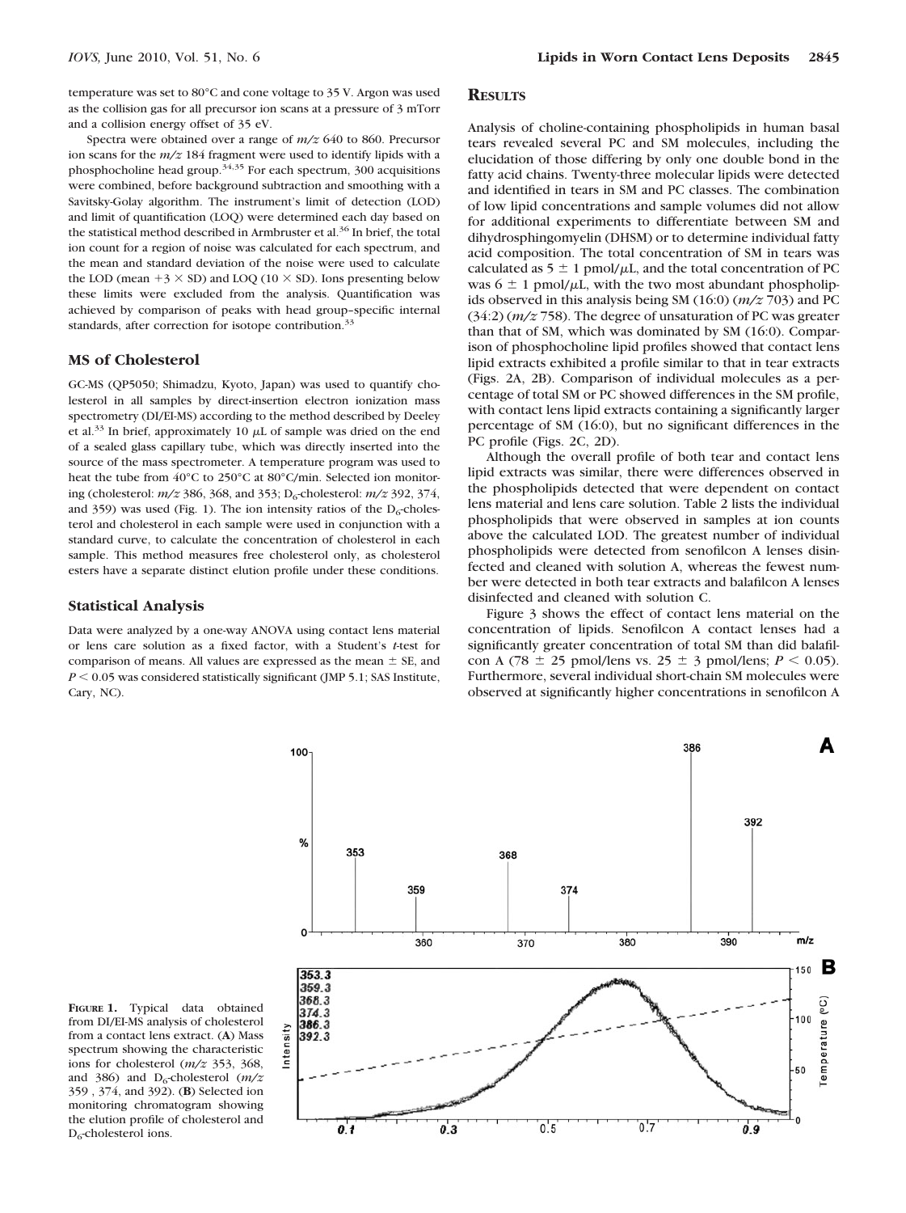temperature was set to 80°C and cone voltage to 35 V. Argon was used as the collision gas for all precursor ion scans at a pressure of 3 mTorr and a collision energy offset of 35 eV.

Spectra were obtained over a range of $m/z$ 640 to 860. Precursor ion scans for the $m/z$ 184 fragment were used to identify lipids with a phosphocholine head group.[34,35] For each spectrum, 300 acquisitions were combined, before background subtraction and smoothing with a Savitsky-Golay algorithm. The instrument's limit of detection (LOD) and limit of quantification (LOQ) were determined each day based on the statistical method described in Armbruster et al.[36] In brief, the total ion count for a region of noise was calculated for each spectrum, and the mean and standard deviation of the noise were used to calculate the LOD (mean $+3 \times$ SD) and LOQ ($10 \times$ SD). Ions presenting below these limits were excluded from the analysis. Quantification was achieved by comparison of peaks with head group–specific internal standards, after correction for isotope contribution.[33]

### MS of Cholesterol

GC-MS (QP5050; Shimadzu, Kyoto, Japan) was used to quantify cholesterol in all samples by direct-insertion electron ionization mass spectrometry (DI/EI-MS) according to the method described by Deeley et al.[33] In brief, approximately 10 μL of sample was dried on the end of a sealed glass capillary tube, which was directly inserted into the source of the mass spectrometer. A temperature program was used to heat the tube from 40°C to 250°C at 80°C/min. Selected ion monitoring (cholesterol: $m/z$ 386, 368, and 353; $D_6$-cholesterol: $m/z$ 392, 374, and 359) was used (Fig. 1). The ion intensity ratios of the $D_6$-cholesterol and cholesterol in each sample were used in conjunction with a standard curve, to calculate the concentration of cholesterol in each sample. This method measures free cholesterol only, as cholesterol esters have a separate distinct elution profile under these conditions.

### Statistical Analysis

Data were analyzed by a one-way ANOVA using contact lens material or lens care solution as a fixed factor, with a Student's $t$-test for comparison of means. All values are expressed as the mean ± SE, and $P < 0.05$ was considered statistically significant (JMP 5.1; SAS Institute, Cary, NC).

## Results

Analysis of choline-containing phospholipids in human basal tears revealed several PC and SM molecules, including the elucidation of those differing by only one double bond in the fatty acid chains. Twenty-three molecular lipids were detected and identified in tears in SM and PC classes. The combination of low lipid concentrations and sample volumes did not allow for additional experiments to differentiate between SM and dihydrosphingomyelin (DHSM) or to determine individual fatty acid composition. The total concentration of SM in tears was calculated as 5 ± 1 pmol/μL, and the total concentration of PC was 6 ± 1 pmol/μL, with the two most abundant phospholipids observed in this analysis being SM (16:0) ($m/z$ 703) and PC (34:2) ($m/z$ 758). The degree of unsaturation of PC was greater than that of SM, which was dominated by SM (16:0). Comparison of phosphocholine lipid profiles showed that contact lens lipid extracts exhibited a profile similar to that in tear extracts (Figs. 2A, 2B). Comparison of individual molecules as a percentage of total SM or PC showed differences in the SM profile, with contact lens lipid extracts containing a significantly larger percentage of SM (16:0), but no significant differences in the PC profile (Figs. 2C, 2D).

Although the overall profile of both tear and contact lens lipid extracts was similar, there were differences observed in the phospholipids detected that were dependent on contact lens material and lens care solution. Table 2 lists the individual phospholipids that were observed in samples at ion counts above the calculated LOD. The greatest number of individual phospholipids were detected from senofilcon A lenses disinfected and cleaned with solution A, whereas the fewest number were detected in both tear extracts and balafilcon A lenses disinfected and cleaned with solution C.

Figure 3 shows the effect of contact lens material on the concentration of lipids. Senofilcon A contact lenses had a significantly greater concentration of total SM than did balafilcon A (78 ± 25 pmol/lens vs. 25 ± 3 pmol/lens; $P < 0.05$). Furthermore, several individual short-chain SM molecules were observed at significantly higher concentrations in senofilcon A

**Figure 1.** Typical data obtained from DI/EI-MS analysis of cholesterol from a contact lens extract. (**A**) Mass spectrum showing the characteristic ions for cholesterol ($m/z$ 353, 368, and 386) and $D_6$-cholesterol ($m/z$ 359, 374, and 392). (**B**) Selected ion monitoring chromatogram showing the elution profile of cholesterol and $D_6$-cholesterol ions.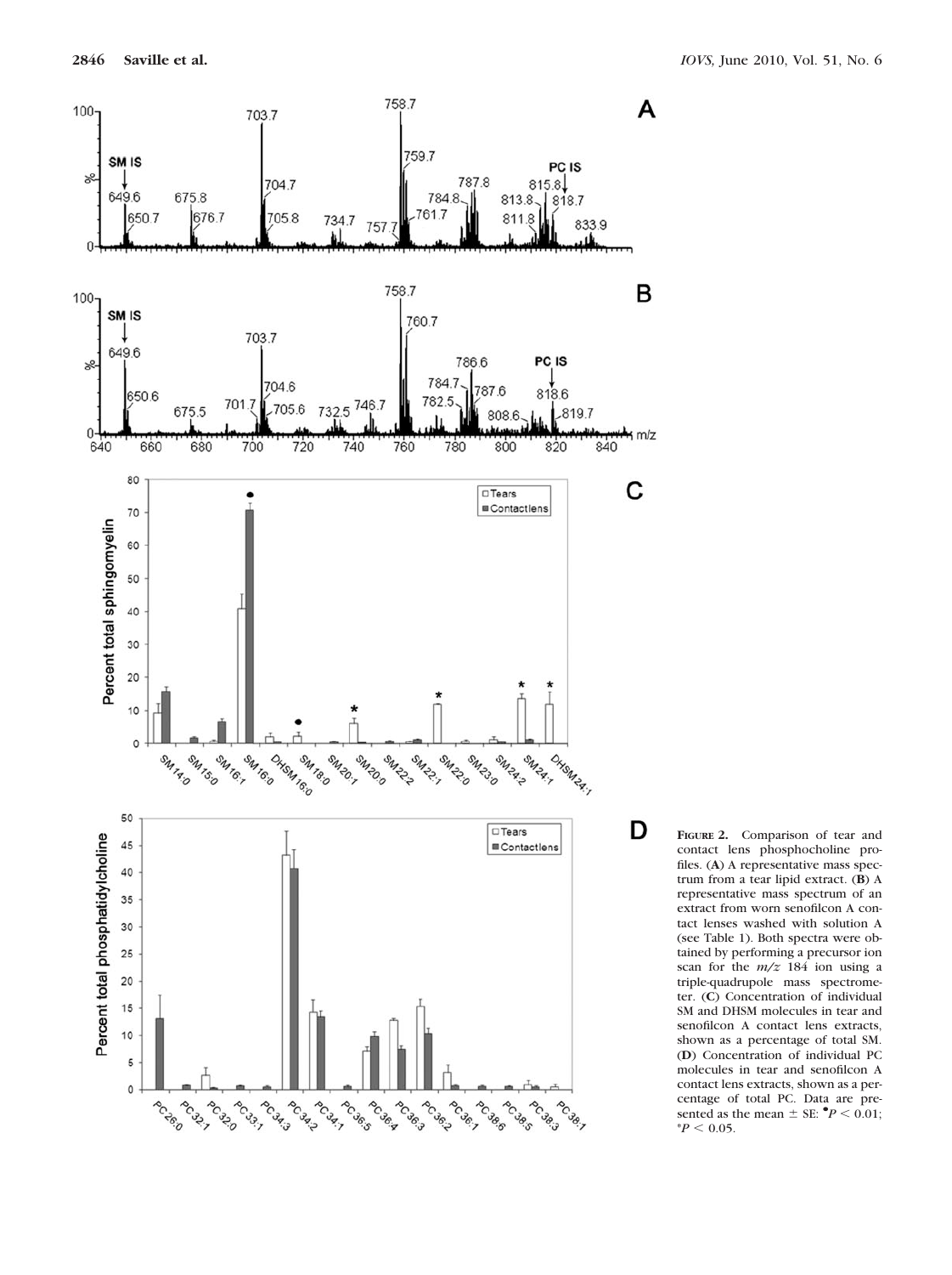**Figure 2.** Comparison of tear and contact lens phosphocholine profiles. (**A**) A representative mass spectrum from a tear lipid extract. (**B**) A representative mass spectrum of an extract from worn senofilcon A contact lenses washed with solution A (see Table 1). Both spectra were obtained by performing a precursor ion scan for the $m/z$ 184 ion using a triple-quadrupole mass spectrometer. (**C**) Concentration of individual SM and DHSM molecules in tear and senofilcon A contact lens extracts, shown as a percentage of total SM. (**D**) Concentration of individual PC molecules in tear and senofilcon A contact lens extracts, shown as a percentage of total PC. Data are presented as the mean ± SE: ●$P < 0.01$; *$P < 0.05$.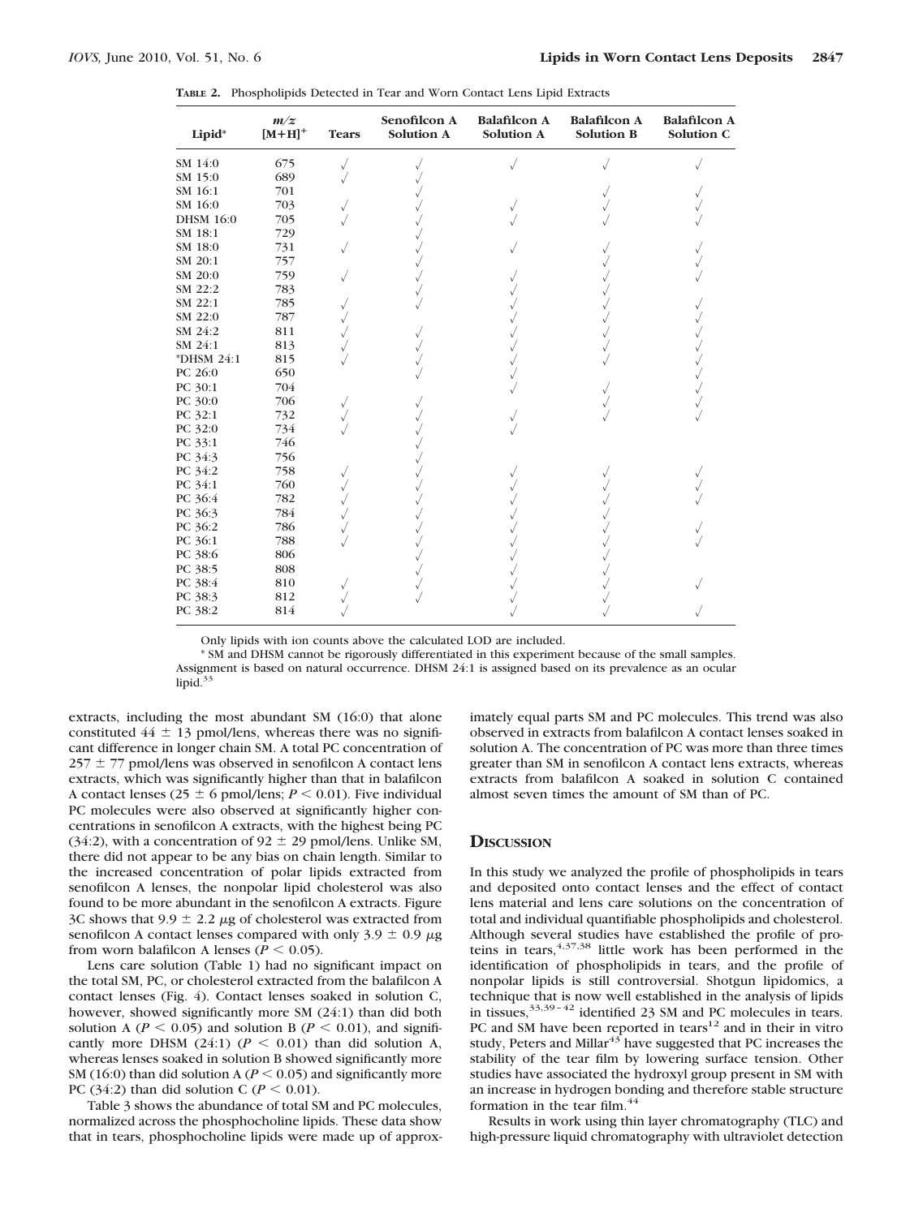**TABLE 2.** Phospholipids Detected in Tear and Worn Contact Lens Lipid Extracts

| Lipid* | m/z [M+H]+ | Tears | Senofilcon A Solution A | Balafilcon A Solution A | Balafilcon A Solution B | Balafilcon A Solution C |
|---|---|---|---|---|---|---|
| SM 14:0 | 675 | √ | √ | √ | √ | √ |
| SM 15:0 | 689 | √ | √ | | | |
| SM 16:1 | 701 | | √ | | √ | √ |
| SM 16:0 | 703 | √ | √ | √ | √ | √ |
| DHSM 16:0 | 705 | √ | √ | √ | √ | √ |
| SM 18:1 | 729 | | √ | | | |
| SM 18:0 | 731 | √ | √ | √ | √ | √ |
| SM 20:1 | 757 | | √ | | √ | √ |
| SM 20:0 | 759 | √ | √ | √ | √ | √ |
| SM 22:2 | 783 | | √ | √ | √ | |
| SM 22:1 | 785 | √ | √ | √ | √ | √ |
| SM 22:0 | 787 | √ | | √ | √ | √ |
| SM 24:2 | 811 | √ | √ | √ | √ | √ |
| SM 24:1 | 813 | √ | √ | √ | √ | √ |
| *DHSM 24:1 | 815 | √ | √ | √ | √ | √ |
| PC 26:0 | 650 | | √ | √ | | √ |
| PC 30:1 | 704 | | | √ | √ | √ |
| PC 30:0 | 706 | √ | √ | | √ | √ |
| PC 32:1 | 732 | √ | √ | √ | √ | √ |
| PC 32:0 | 734 | √ | √ | √ | | |
| PC 33:1 | 746 | | √ | | | |
| PC 34:3 | 756 | | √ | | | |
| PC 34:2 | 758 | √ | √ | √ | √ | √ |
| PC 34:1 | 760 | √ | √ | √ | √ | √ |
| PC 36:4 | 782 | √ | √ | √ | √ | √ |
| PC 36:3 | 784 | √ | √ | √ | √ | |
| PC 36:2 | 786 | √ | √ | √ | √ | √ |
| PC 36:1 | 788 | √ | √ | √ | √ | √ |
| PC 38:6 | 806 | | √ | √ | √ | |
| PC 38:5 | 808 | | √ | √ | √ | |
| PC 38:4 | 810 | √ | √ | √ | √ | √ |
| PC 38:3 | 812 | √ | √ | √ | √ | |
| PC 38:2 | 814 | √ | | √ | √ | √ |

Only lipids with ion counts above the calculated LOD are included.

* SM and DHSM cannot be rigorously differentiated in this experiment because of the small samples. Assignment is based on natural occurrence. DHSM 24:1 is assigned based on its prevalence as an ocular lipid.[33]

extracts, including the most abundant SM (16:0) that alone constituted $44 \pm 13$ pmol/lens, whereas there was no significant difference in longer chain SM. A total PC concentration of $257 \pm 77$ pmol/lens was observed in senofilcon A contact lens extracts, which was significantly higher than that in balafilcon A contact lenses ($25 \pm 6$ pmol/lens; $P < 0.01$). Five individual PC molecules were also observed at significantly higher concentrations in senofilcon A extracts, with the highest being PC (34:2), with a concentration of $92 \pm 29$ pmol/lens. Unlike SM, there did not appear to be any bias on chain length. Similar to the increased concentration of polar lipids extracted from senofilcon A lenses, the nonpolar lipid cholesterol was also found to be more abundant in the senofilcon A extracts. Figure 3C shows that $9.9 \pm 2.2$ $\mu$g of cholesterol was extracted from senofilcon A contact lenses compared with only $3.9 \pm 0.9$ $\mu$g from worn balafilcon A lenses ($P < 0.05$).

Lens care solution (Table 1) had no significant impact on the total SM, PC, or cholesterol extracted from the balafilcon A contact lenses (Fig. 4). Contact lenses soaked in solution C, however, showed significantly more SM (24:1) than did both solution A ($P < 0.05$) and solution B ($P < 0.01$), and significantly more DHSM (24:1) ($P < 0.01$) than did solution A, whereas lenses soaked in solution B showed significantly more SM (16:0) than did solution A ($P < 0.05$) and significantly more PC (34:2) than did solution C ($P < 0.01$).

Table 3 shows the abundance of total SM and PC molecules, normalized across the phosphocholine lipids. These data show that in tears, phosphocholine lipids were made up of approximately equal parts SM and PC molecules. This trend was also observed in extracts from balafilcon A contact lenses soaked in solution A. The concentration of PC was more than three times greater than SM in senofilcon A contact lens extracts, whereas extracts from balafilcon A soaked in solution C contained almost seven times the amount of SM than of PC.

## Discussion

In this study we analyzed the profile of phospholipids in tears and deposited onto contact lenses and the effect of contact lens material and lens care solutions on the concentration of total and individual quantifiable phospholipids and cholesterol. Although several studies have established the profile of proteins in tears,[4,37,38] little work has been performed in the identification of phospholipids in tears, and the profile of nonpolar lipids is still controversial. Shotgun lipidomics, a technique that is now well established in the analysis of lipids in tissues,[33,39–42] identified 23 SM and PC molecules in tears. PC and SM have been reported in tears[12] and in their in vitro study, Peters and Millar[43] have suggested that PC increases the stability of the tear film by lowering surface tension. Other studies have associated the hydroxyl group present in SM with an increase in hydrogen bonding and therefore stable structure formation in the tear film.[44]

Results in work using thin layer chromatography (TLC) and high-pressure liquid chromatography with ultraviolet detection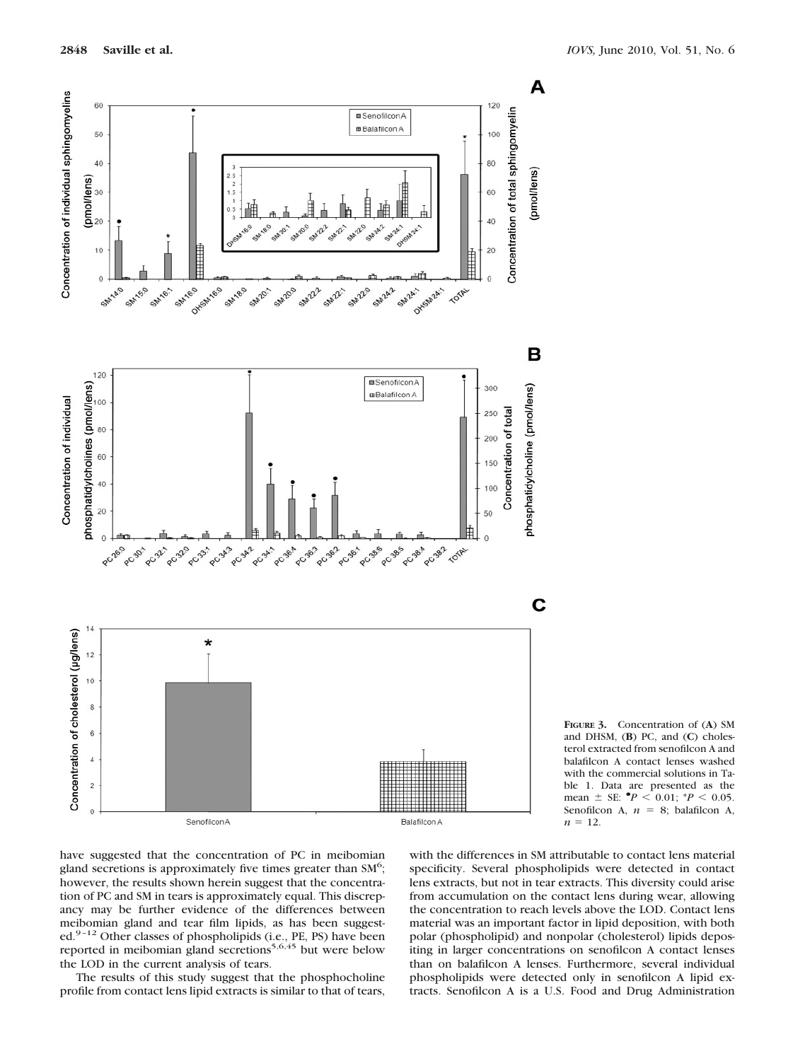**Figure 3.** Concentration of (**A**) SM and DHSM, (**B**) PC, and (**C**) cholesterol extracted from senofilcon A and balafilcon A contact lenses washed with the commercial solutions in Table 1. Data are presented as the mean ± SE: $^{\bullet}P < 0.01$; $^{*}P < 0.05$. Senofilcon A, $n = 8$; balafilcon A, $n = 12$.

have suggested that the concentration of PC in meibomian gland secretions is approximately five times greater than SM[6]; however, the results shown herein suggest that the concentration of PC and SM in tears is approximately equal. This discrepancy may be further evidence of the differences between meibomian gland and tear film lipids, as has been suggested.[9–12] Other classes of phospholipids (i.e., PE, PS) have been reported in meibomian gland secretions[5,6,45] but were below the LOD in the current analysis of tears.

The results of this study suggest that the phosphocholine profile from contact lens lipid extracts is similar to that of tears, with the differences in SM attributable to contact lens material specificity. Several phospholipids were detected in contact lens extracts, but not in tear extracts. This diversity could arise from accumulation on the contact lens during wear, allowing the concentration to reach levels above the LOD. Contact lens material was an important factor in lipid deposition, with both polar (phospholipid) and nonpolar (cholesterol) lipids depositing in larger concentrations on senofilcon A contact lenses than on balafilcon A lenses. Furthermore, several individual phospholipids were detected only in senofilcon A lipid extracts. Senofilcon A is a U.S. Food and Drug Administration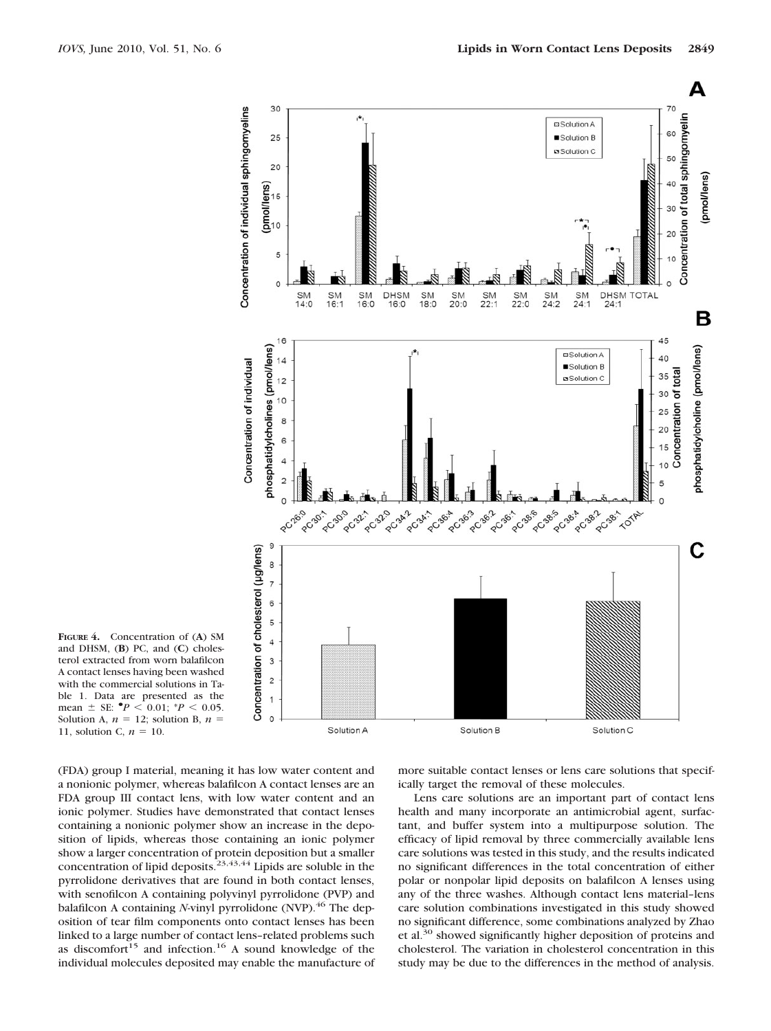**Figure 4.** Concentration of (**A**) SM and DHSM, (**B**) PC, and (**C**) cholesterol extracted from worn balafilcon A contact lenses having been washed with the commercial solutions in Table 1. Data are presented as the mean ± SE: •$P < 0.01$; *$P < 0.05$. Solution A, $n = 12$; solution B, $n = 11$, solution C, $n = 10$.

(FDA) group I material, meaning it has low water content and a nonionic polymer, whereas balafilcon A contact lenses are an FDA group III contact lens, with low water content and an ionic polymer. Studies have demonstrated that contact lenses containing a nonionic polymer show an increase in the deposition of lipids, whereas those containing an ionic polymer show a larger concentration of protein deposition but a smaller concentration of lipid deposits.[23,43,44] Lipids are soluble in the pyrrolidone derivatives that are found in both contact lenses, with senofilcon A containing polyvinyl pyrrolidone (PVP) and balafilcon A containing *N*-vinyl pyrrolidone (NVP).[46] The deposition of tear film components onto contact lenses has been linked to a large number of contact lens–related problems such as discomfort[15] and infection.[16] A sound knowledge of the individual molecules deposited may enable the manufacture of more suitable contact lenses or lens care solutions that specifically target the removal of these molecules.

Lens care solutions are an important part of contact lens health and many incorporate an antimicrobial agent, surfactant, and buffer system into a multipurpose solution. The efficacy of lipid removal by three commercially available lens care solutions was tested in this study, and the results indicated no significant differences in the total concentration of either polar or nonpolar lipid deposits on balafilcon A lenses using any of the three washes. Although contact lens material–lens care solution combinations investigated in this study showed no significant difference, some combinations analyzed by Zhao et al.[30] showed significantly higher deposition of proteins and cholesterol. The variation in cholesterol concentration in this study may be due to the differences in the method of analysis.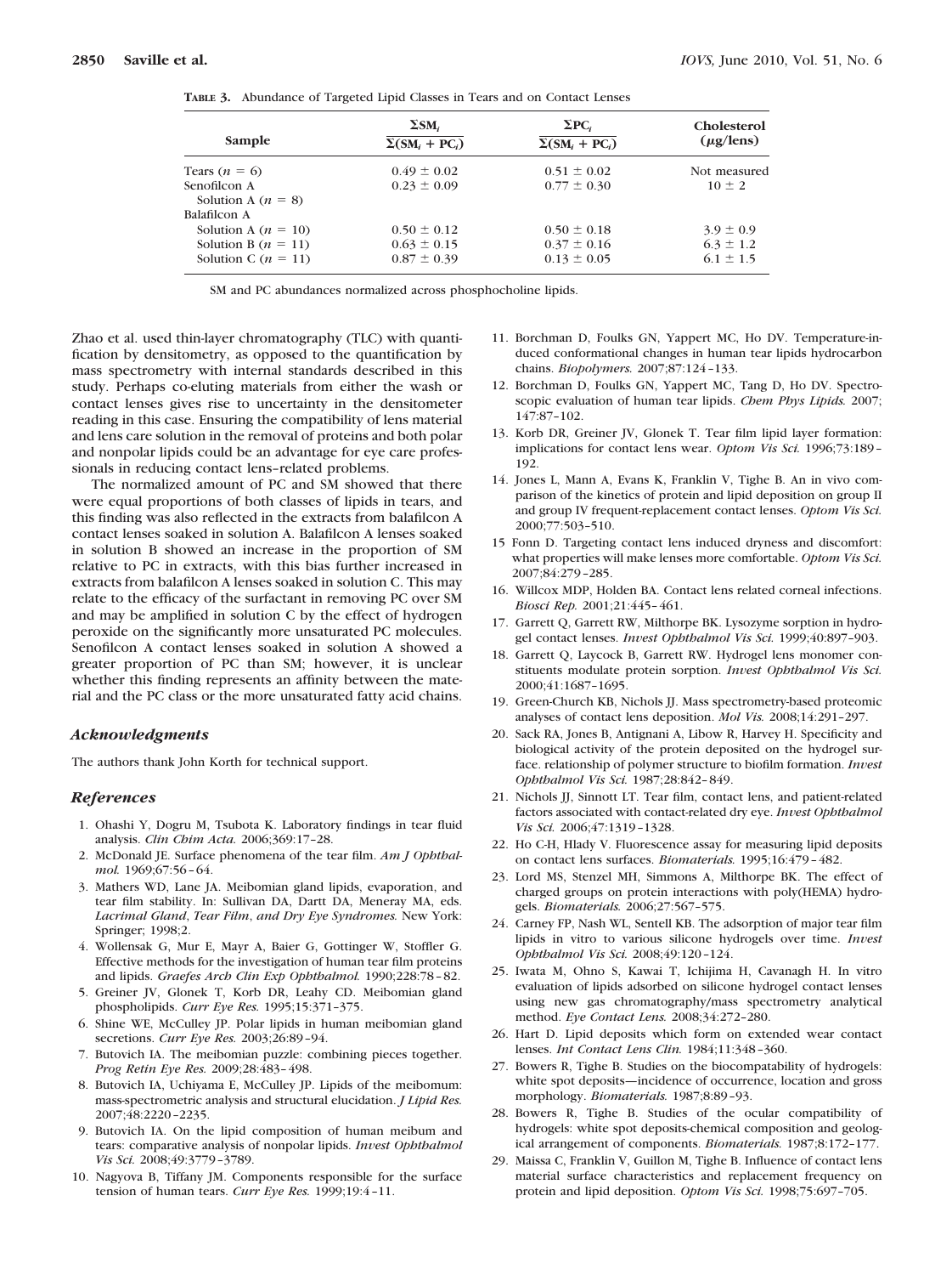**TABLE 3.** Abundance of Targeted Lipid Classes in Tears and on Contact Lenses

| Sample | $\frac{\Sigma SM_i}{\Sigma(SM_i + PC_i)}$ | $\frac{\Sigma PC_i}{\Sigma(SM_i + PC_i)}$ | Cholesterol ($\mu$g/lens) |
|---|---|---|---|
| Tears ($n = 6$) | 0.49 ± 0.02 | 0.51 ± 0.02 | Not measured |
| Senofilcon A | 0.23 ± 0.09 | 0.77 ± 0.30 | 10 ± 2 |
| Solution A ($n = 8$) | | | |
| Balafilcon A | | | |
| Solution A ($n = 10$) | 0.50 ± 0.12 | 0.50 ± 0.18 | 3.9 ± 0.9 |
| Solution B ($n = 11$) | 0.63 ± 0.15 | 0.37 ± 0.16 | 6.3 ± 1.2 |
| Solution C ($n = 11$) | 0.87 ± 0.39 | 0.13 ± 0.05 | 6.1 ± 1.5 |

SM and PC abundances normalized across phosphocholine lipids.

Zhao et al. used thin-layer chromatography (TLC) with quantification by densitometry, as opposed to the quantification by mass spectrometry with internal standards described in this study. Perhaps co-eluting materials from either the wash or contact lenses gives rise to uncertainty in the densitometer reading in this case. Ensuring the compatibility of lens material and lens care solution in the removal of proteins and both polar and nonpolar lipids could be an advantage for eye care professionals in reducing contact lens–related problems.

The normalized amount of PC and SM showed that there were equal proportions of both classes of lipids in tears, and this finding was also reflected in the extracts from balafilcon A contact lenses soaked in solution A. Balafilcon A lenses soaked in solution B showed an increase in the proportion of SM relative to PC in extracts, with this bias further increased in extracts from balafilcon A lenses soaked in solution C. This may relate to the efficacy of the surfactant in removing PC over SM and may be amplified in solution C by the effect of hydrogen peroxide on the significantly more unsaturated PC molecules. Senofilcon A contact lenses soaked in solution A showed a greater proportion of PC than SM; however, it is unclear whether this finding represents an affinity between the material and the PC class or the more unsaturated fatty acid chains.

### *Acknowledgments*

The authors thank John Korth for technical support.

### *References*

1. Ohashi Y, Dogru M, Tsubota K. Laboratory findings in tear fluid analysis. *Clin Chim Acta.* 2006;369:17–28.
2. McDonald JE. Surface phenomena of the tear film. *Am J Ophthalmol.* 1969;67:56–64.
3. Mathers WD, Lane JA. Meibomian gland lipids, evaporation, and tear film stability. In: Sullivan DA, Dartt DA, Meneray MA, eds. *Lacrimal Gland, Tear Film, and Dry Eye Syndromes.* New York: Springer; 1998;2.
4. Wollensak G, Mur E, Mayr A, Baier G, Gottinger W, Stoffler G. Effective methods for the investigation of human tear film proteins and lipids. *Graefes Arch Clin Exp Ophthalmol.* 1990;228:78–82.
5. Greiner JV, Glonek T, Korb DR, Leahy CD. Meibomian gland phospholipids. *Curr Eye Res.* 1995;15:371–375.
6. Shine WE, McCulley JP. Polar lipids in human meibomian gland secretions. *Curr Eye Res.* 2003;26:89–94.
7. Butovich IA. The meibomian puzzle: combining pieces together. *Prog Retin Eye Res.* 2009;28:483–498.
8. Butovich IA, Uchiyama E, McCulley JP. Lipids of the meibomum: mass-spectrometric analysis and structural elucidation. *J Lipid Res.* 2007;48:2220–2235.
9. Butovich IA. On the lipid composition of human meibum and tears: comparative analysis of nonpolar lipids. *Invest Ophthalmol Vis Sci.* 2008;49:3779–3789.
10. Nagyova B, Tiffany JM. Components responsible for the surface tension of human tears. *Curr Eye Res.* 1999;19:4–11.
11. Borchman D, Foulks GN, Yappert MC, Ho DV. Temperature-induced conformational changes in human tear lipids hydrocarbon chains. *Biopolymers.* 2007;87:124–133.
12. Borchman D, Foulks GN, Yappert MC, Tang D, Ho DV. Spectroscopic evaluation of human tear lipids. *Chem Phys Lipids.* 2007;147:87–102.
13. Korb DR, Greiner JV, Glonek T. Tear film lipid layer formation: implications for contact lens wear. *Optom Vis Sci.* 1996;73:189–192.
14. Jones L, Mann A, Evans K, Franklin V, Tighe B. An in vivo comparison of the kinetics of protein and lipid deposition on group II and group IV frequent-replacement contact lenses. *Optom Vis Sci.* 2000;77:503–510.
15. Fonn D. Targeting contact lens induced dryness and discomfort: what properties will make lenses more comfortable. *Optom Vis Sci.* 2007;84:279–285.
16. Willcox MDP, Holden BA. Contact lens related corneal infections. *Biosci Rep.* 2001;21:445–461.
17. Garrett Q, Garrett RW, Milthorpe BK. Lysozyme sorption in hydrogel contact lenses. *Invest Ophthalmol Vis Sci.* 1999;40:897–903.
18. Garrett Q, Laycock B, Garrett RW. Hydrogel lens monomer constituents modulate protein sorption. *Invest Ophthalmol Vis Sci.* 2000;41:1687–1695.
19. Green-Church KB, Nichols JJ. Mass spectrometry-based proteomic analyses of contact lens deposition. *Mol Vis.* 2008;14:291–297.
20. Sack RA, Jones B, Antignani A, Libow R, Harvey H. Specificity and biological activity of the protein deposited on the hydrogel surface. relationship of polymer structure to biofilm formation. *Invest Ophthalmol Vis Sci.* 1987;28:842–849.
21. Nichols JJ, Sinnott LT. Tear film, contact lens, and patient-related factors associated with contact-related dry eye. *Invest Ophthalmol Vis Sci.* 2006;47:1319–1328.
22. Ho C-H, Hlady V. Fluorescence assay for measuring lipid deposits on contact lens surfaces. *Biomaterials.* 1995;16:479–482.
23. Lord MS, Stenzel MH, Simmons A, Milthorpe BK. The effect of charged groups on protein interactions with poly(HEMA) hydrogels. *Biomaterials.* 2006;27:567–575.
24. Carney FP, Nash WL, Sentell KB. The adsorption of major tear film lipids in vitro to various silicone hydrogels over time. *Invest Ophthalmol Vis Sci.* 2008;49:120–124.
25. Iwata M, Ohno S, Kawai T, Ichijima H, Cavanagh H. In vitro evaluation of lipids adsorbed on silicone hydrogel contact lenses using new gas chromatography/mass spectrometry analytical method. *Eye Contact Lens.* 2008;34:272–280.
26. Hart D. Lipid deposits which form on extended wear contact lenses. *Int Contact Lens Clin.* 1984;11:348–360.
27. Bowers R, Tighe B. Studies on the biocompatability of hydrogels: white spot deposits—incidence of occurrence, location and gross morphology. *Biomaterials.* 1987;8:89–93.
28. Bowers R, Tighe B. Studies of the ocular compatibility of hydrogels: white spot deposits-chemical composition and geological arrangement of components. *Biomaterials.* 1987;8:172–177.
29. Maissa C, Franklin V, Guillon M, Tighe B. Influence of contact lens material surface characteristics and replacement frequency on protein and lipid deposition. *Optom Vis Sci.* 1998;75:697–705.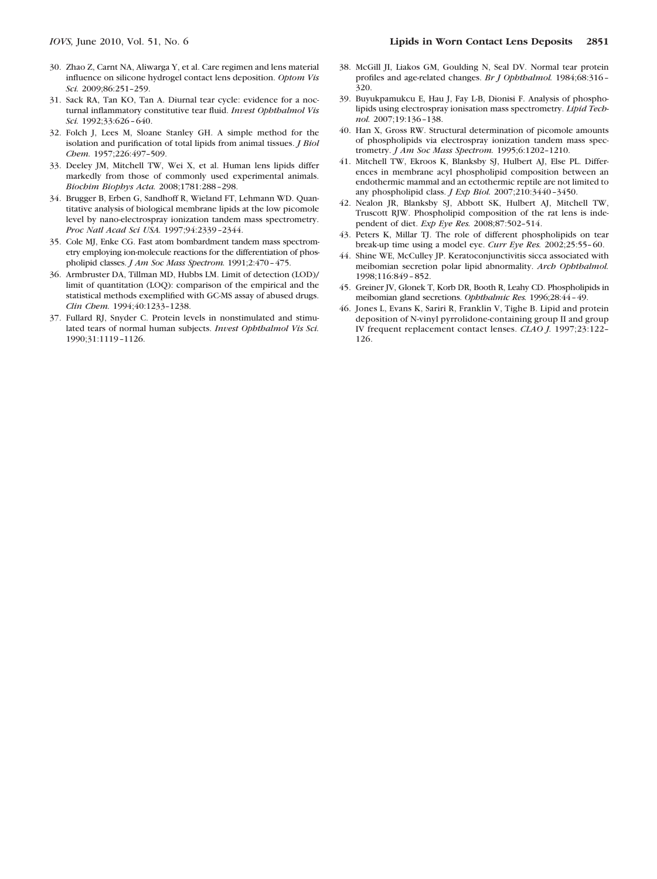30. Zhao Z, Carnt NA, Aliwarga Y, et al. Care regimen and lens material influence on silicone hydrogel contact lens deposition. *Optom Vis Sci.* 2009;86:251–259.
31. Sack RA, Tan KO, Tan A. Diurnal tear cycle: evidence for a nocturnal inflammatory constitutive tear fluid. *Invest Ophthalmol Vis Sci.* 1992;33:626–640.
32. Folch J, Lees M, Sloane Stanley GH. A simple method for the isolation and purification of total lipids from animal tissues. *J Biol Chem.* 1957;226:497–509.
33. Deeley JM, Mitchell TW, Wei X, et al. Human lens lipids differ markedly from those of commonly used experimental animals. *Biochim Biophys Acta.* 2008;1781:288–298.
34. Brugger B, Erben G, Sandhoff R, Wieland FT, Lehmann WD. Quantitative analysis of biological membrane lipids at the low picomole level by nano-electrospray ionization tandem mass spectrometry. *Proc Natl Acad Sci USA.* 1997;94:2339–2344.
35. Cole MJ, Enke CG. Fast atom bombardment tandem mass spectrometry employing ion-molecule reactions for the differentiation of phospholipid classes. *J Am Soc Mass Spectrom.* 1991;2:470–475.
36. Armbruster DA, Tillman MD, Hubbs LM. Limit of detection (LOD)/limit of quantitation (LOQ): comparison of the empirical and the statistical methods exemplified with GC-MS assay of abused drugs. *Clin Chem.* 1994;40:1233–1238.
37. Fullard RJ, Snyder C. Protein levels in nonstimulated and stimulated tears of normal human subjects. *Invest Ophthalmol Vis Sci.* 1990;31:1119–1126.
38. McGill JI, Liakos GM, Goulding N, Seal DV. Normal tear protein profiles and age-related changes. *Br J Ophthalmol.* 1984;68:316–320.
39. Buyukpamukcu E, Hau J, Fay L-B, Dionisi F. Analysis of phospholipids using electrospray ionisation mass spectrometry. *Lipid Technol.* 2007;19:136–138.
40. Han X, Gross RW. Structural determination of picomole amounts of phospholipids via electrospray ionization tandem mass spectrometry. *J Am Soc Mass Spectrom.* 1995;6:1202–1210.
41. Mitchell TW, Ekroos K, Blanksby SJ, Hulbert AJ, Else PL. Differences in membrane acyl phospholipid composition between an endothermic mammal and an ectothermic reptile are not limited to any phospholipid class. *J Exp Biol.* 2007;210:3440–3450.
42. Nealon JR, Blanksby SJ, Abbott SK, Hulbert AJ, Mitchell TW, Truscott RJW. Phospholipid composition of the rat lens is independent of diet. *Exp Eye Res.* 2008;87:502–514.
43. Peters K, Millar TJ. The role of different phospholipids on tear break-up time using a model eye. *Curr Eye Res.* 2002;25:55–60.
44. Shine WE, McCulley JP. Keratoconjunctivitis sicca associated with meibomian secretion polar lipid abnormality. *Arch Ophthalmol.* 1998;116:849–852.
45. Greiner JV, Glonek T, Korb DR, Booth R, Leahy CD. Phospholipids in meibomian gland secretions. *Ophthalmic Res.* 1996;28:44–49.
46. Jones L, Evans K, Sariri R, Franklin V, Tighe B. Lipid and protein deposition of N-vinyl pyrrolidone-containing group II and group IV frequent replacement contact lenses. *CLAO J.* 1997;23:122–126.